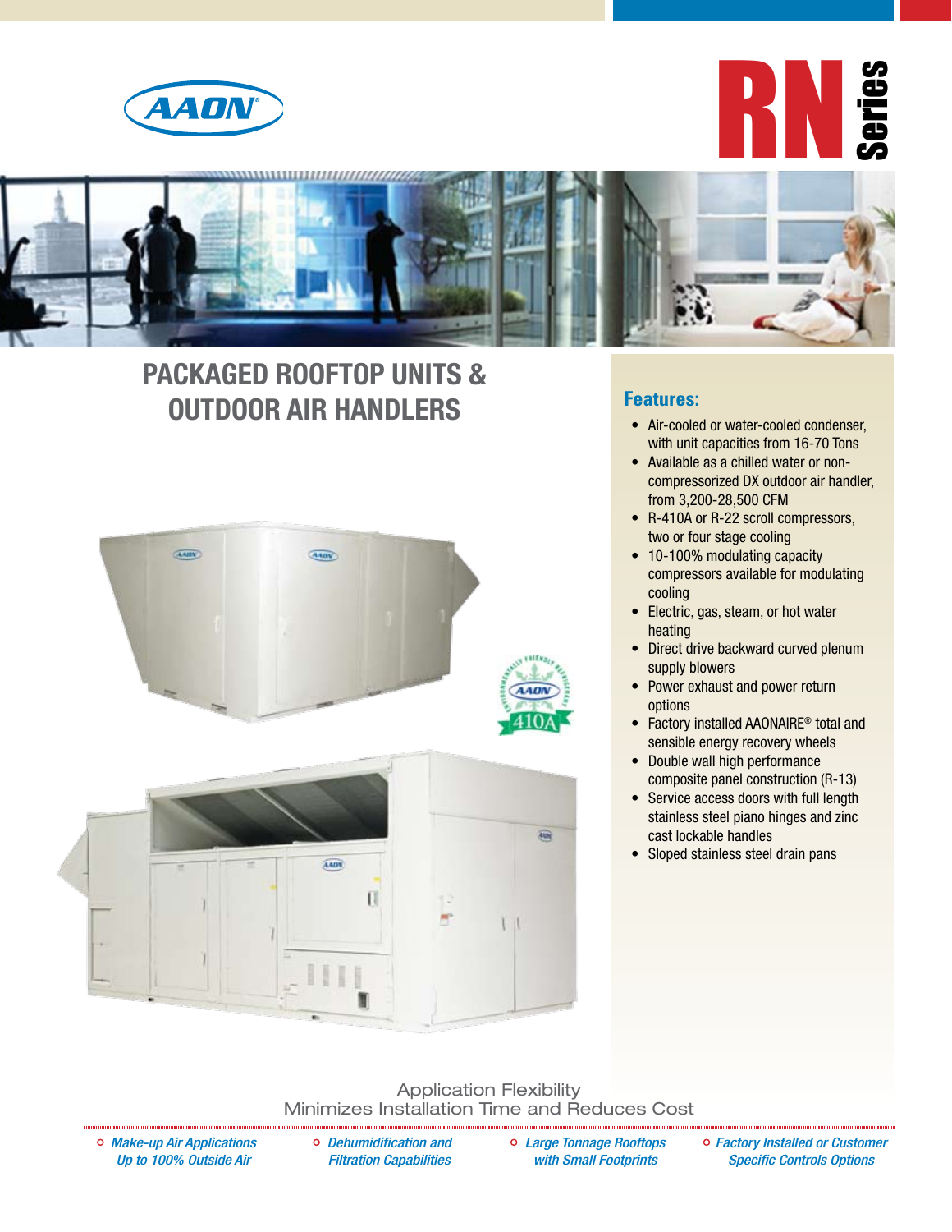AAON

# RN Series

## PACKAGED ROOFTOP UNITS & OUTDOOR AIR HANDLERS

### Features:

- Air-cooled or water-cooled condenser, with unit capacities from 16-70 Tons
- Available as a chilled water or non-compressorized DX outdoor air handler, from 3,200-28,500 CFM
- R-410A or R-22 scroll compressors, two or four stage cooling
- 10-100% modulating capacity compressors available for modulating cooling
- Electric, gas, steam, or hot water heating
- Direct drive backward curved plenum supply blowers
- Power exhaust and power return options
- Factory installed AAONAIRE® total and sensible energy recovery wheels
- Double wall high performance composite panel construction (R-13)
- Service access doors with full length stainless steel piano hinges and zinc cast lockable handles
- Sloped stainless steel drain pans

Application Flexibility
Minimizes Installation Time and Reduces Cost

- *Make-up Air Applications Up to 100% Outside Air*
- *Dehumidification and Filtration Capabilities*
- *Large Tonnage Rooftops with Small Footprints*
- *Factory Installed or Customer Specific Controls Options*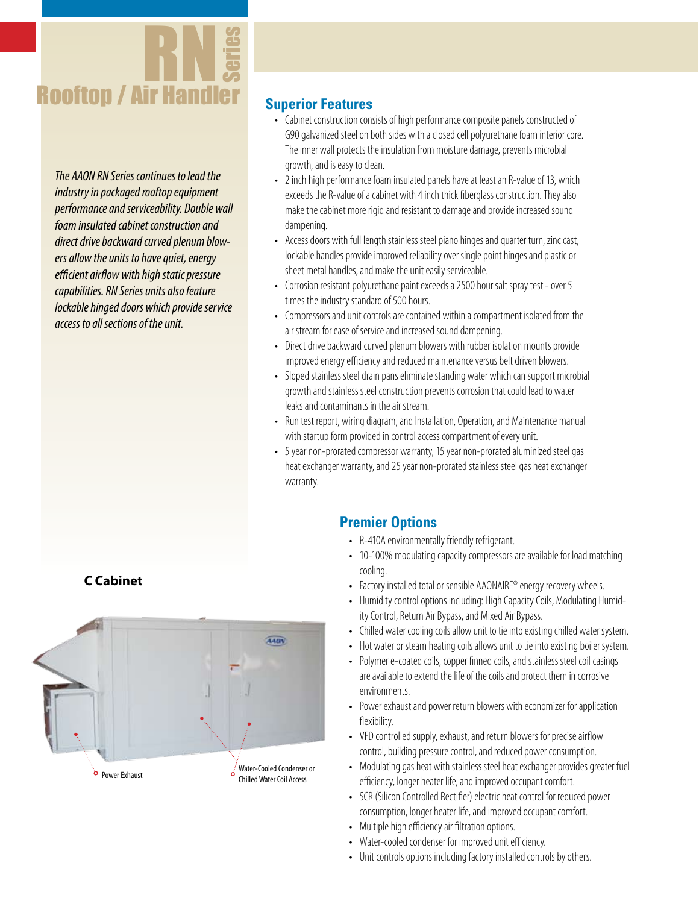# RN Series Rooftop / Air Handler

*The AAON RN Series continues to lead the industry in packaged rooftop equipment performance and serviceability. Double wall foam insulated cabinet construction and direct drive backward curved plenum blowers allow the units to have quiet, energy efficient airflow with high static pressure capabilities. RN Series units also feature lockable hinged doors which provide service access to all sections of the unit.*

## Superior Features

- Cabinet construction consists of high performance composite panels constructed of G90 galvanized steel on both sides with a closed cell polyurethane foam interior core. The inner wall protects the insulation from moisture damage, prevents microbial growth, and is easy to clean.
- 2 inch high performance foam insulated panels have at least an R-value of 13, which exceeds the R-value of a cabinet with 4 inch thick fiberglass construction. They also make the cabinet more rigid and resistant to damage and provide increased sound dampening.
- Access doors with full length stainless steel piano hinges and quarter turn, zinc cast, lockable handles provide improved reliability over single point hinges and plastic or sheet metal handles, and make the unit easily serviceable.
- Corrosion resistant polyurethane paint exceeds a 2500 hour salt spray test - over 5 times the industry standard of 500 hours.
- Compressors and unit controls are contained within a compartment isolated from the air stream for ease of service and increased sound dampening.
- Direct drive backward curved plenum blowers with rubber isolation mounts provide improved energy efficiency and reduced maintenance versus belt driven blowers.
- Sloped stainless steel drain pans eliminate standing water which can support microbial growth and stainless steel construction prevents corrosion that could lead to water leaks and contaminants in the air stream.
- Run test report, wiring diagram, and Installation, Operation, and Maintenance manual with startup form provided in control access compartment of every unit.
- 5 year non-prorated compressor warranty, 15 year non-prorated aluminized steel gas heat exchanger warranty, and 25 year non-prorated stainless steel gas heat exchanger warranty.

## Premier Options

- R-410A environmentally friendly refrigerant.
- 10-100% modulating capacity compressors are available for load matching cooling.
- Factory installed total or sensible AAONAIRE® energy recovery wheels.
- Humidity control options including: High Capacity Coils, Modulating Humidity Control, Return Air Bypass, and Mixed Air Bypass.
- Chilled water cooling coils allow unit to tie into existing chilled water system.
- Hot water or steam heating coils allows unit to tie into existing boiler system.
- Polymer e-coated coils, copper finned coils, and stainless steel coil casings are available to extend the life of the coils and protect them in corrosive environments.
- Power exhaust and power return blowers with economizer for application flexibility.
- VFD controlled supply, exhaust, and return blowers for precise airflow control, building pressure control, and reduced power consumption.
- Modulating gas heat with stainless steel heat exchanger provides greater fuel efficiency, longer heater life, and improved occupant comfort.
- SCR (Silicon Controlled Rectifier) electric heat control for reduced power consumption, longer heater life, and improved occupant comfort.
- Multiple high efficiency air filtration options.
- Water-cooled condenser for improved unit efficiency.
- Unit controls options including factory installed controls by others.

**C Cabinet**

Power Exhaust

Water-Cooled Condenser or Chilled Water Coil Access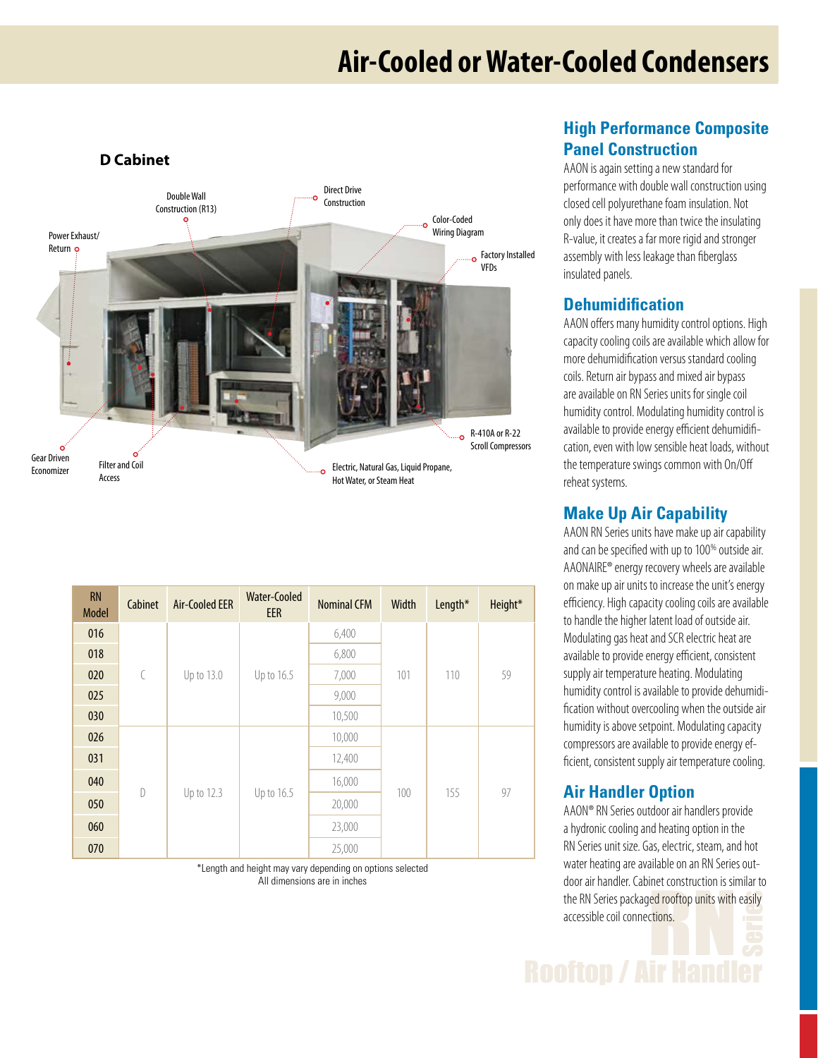# Air-Cooled or Water-Cooled Condensers

## D Cabinet

Double Wall Construction (R13)

Direct Drive Construction

Color-Coded Wiring Diagram

Factory Installed VFDs

Power Exhaust/ Return

Gear Driven Economizer

Filter and Coil Access

Electric, Natural Gas, Liquid Propane, Hot Water, or Steam Heat

R-410A or R-22 Scroll Compressors

| RN Model | Cabinet | Air-Cooled EER | Water-Cooled EER | Nominal CFM | Width | Length* | Height* |
|---|---|---|---|---|---|---|---|
| 016 | C | Up to 13.0 | Up to 16.5 | 6,400 | 101 | 110 | 59 |
| 018 | | | | 6,800 | | | |
| 020 | | | | 7,000 | | | |
| 025 | | | | 9,000 | | | |
| 030 | | | | 10,500 | | | |
| 026 | D | Up to 12.3 | Up to 16.5 | 10,000 | 100 | 155 | 97 |
| 031 | | | | 12,400 | | | |
| 040 | | | | 16,000 | | | |
| 050 | | | | 20,000 | | | |
| 060 | | | | 23,000 | | | |
| 070 | | | | 25,000 | | | |

*Length and height may vary depending on options selected
All dimensions are in inches

## High Performance Composite Panel Construction

AAON is again setting a new standard for performance with double wall construction using closed cell polyurethane foam insulation. Not only does it have more than twice the insulating R-value, it creates a far more rigid and stronger assembly with less leakage than fiberglass insulated panels.

## Dehumidification

AAON offers many humidity control options. High capacity cooling coils are available which allow for more dehumidification versus standard cooling coils. Return air bypass and mixed air bypass are available on RN Series units for single coil humidity control. Modulating humidity control is available to provide energy efficient dehumidification, even with low sensible heat loads, without the temperature swings common with On/Off reheat systems.

## Make Up Air Capability

AAON RN Series units have make up air capability and can be specified with up to 100% outside air. AAONAIRE® energy recovery wheels are available on make up air units to increase the unit's energy efficiency. High capacity cooling coils are available to handle the higher latent load of outside air. Modulating gas heat and SCR electric heat are available to provide energy efficient, consistent supply air temperature heating. Modulating humidity control is available to provide dehumidification without overcooling when the outside air humidity is above setpoint. Modulating capacity compressors are available to provide energy efficient, consistent supply air temperature cooling.

## Air Handler Option

AAON® RN Series outdoor air handlers provide a hydronic cooling and heating option in the RN Series unit size. Gas, electric, steam, and hot water heating are available on an RN Series outdoor air handler. Cabinet construction is similar to the RN Series packaged rooftop units with easily accessible coil connections.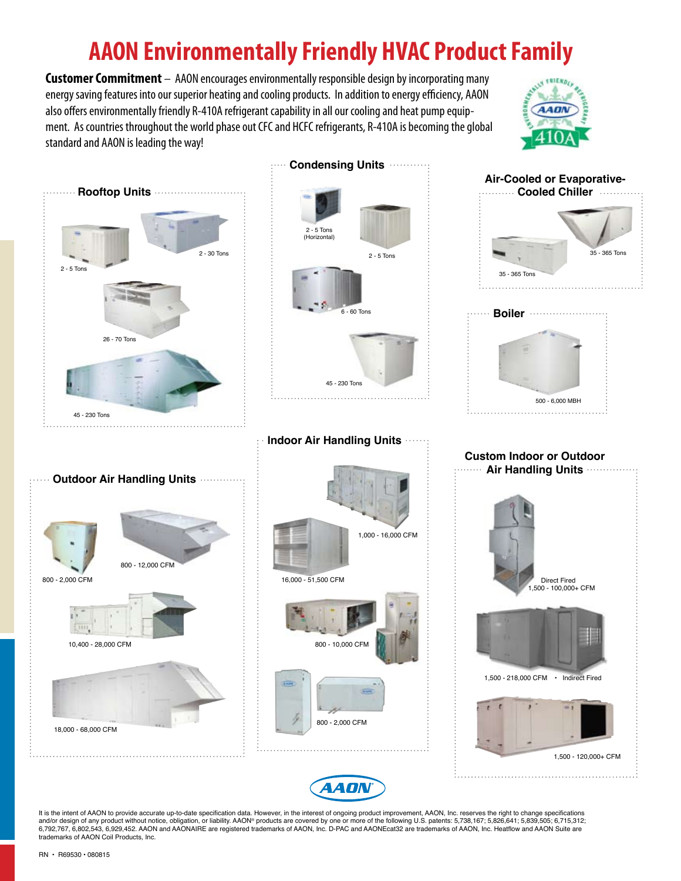# AAON Environmentally Friendly HVAC Product Family

**Customer Commitment** – AAON encourages environmentally responsible design by incorporating many energy saving features into our superior heating and cooling products. In addition to energy efficiency, AAON also offers environmentally friendly R-410A refrigerant capability in all our cooling and heat pump equipment. As countries throughout the world phase out CFC and HCFC refrigerants, R-410A is becoming the global standard and AAON is leading the way!

ENVIRONMENTALLY FRIENDLY REFRIGERANT AAON 410A

## Rooftop Units

2 - 5 Tons

2 - 30 Tons

26 - 70 Tons

45 - 230 Tons

## Condensing Units

2 - 5 Tons (Horizontal)

2 - 5 Tons

6 - 60 Tons

45 - 230 Tons

## Air-Cooled or Evaporative-Cooled Chiller

35 - 365 Tons

35 - 365 Tons

## Boiler

500 - 6,000 MBH

## Outdoor Air Handling Units

800 - 2,000 CFM

800 - 12,000 CFM

10,400 - 28,000 CFM

18,000 - 68,000 CFM

## Indoor Air Handling Units

1,000 - 16,000 CFM

16,000 - 51,500 CFM

800 - 10,000 CFM

800 - 2,000 CFM

## Custom Indoor or Outdoor Air Handling Units

Direct Fired
1,500 - 100,000+ CFM

1,500 - 218,000 CFM • Indirect Fired

1,500 - 120,000+ CFM

AAON

It is the intent of AAON to provide accurate up-to-date specification data. However, in the interest of ongoing product improvement, AAON, Inc. reserves the right to change specifications and/or design of any product without notice, obligation, or liability. AAON® products are covered by one or more of the following U.S. patents: 5,738,167; 5,826,641; 5,839,505; 6,715,312; 6,792,767, 6,802,543, 6,929,452. AAON and AAONAIRE are registered trademarks of AAON, Inc. D-PAC and AAONEcat32 are trademarks of AAON, Inc. Heatflow and AAON Suite are trademarks of AAON Coil Products, Inc.

RN • R69530 • 080815